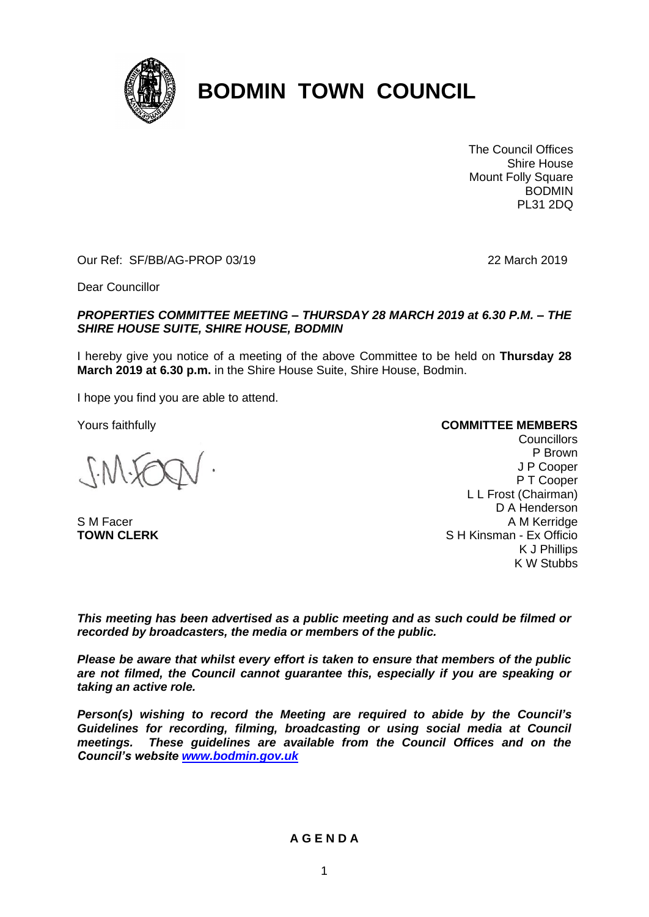# BODMIN TOWN COUNCIL

The Council Offices
Shire House
Mount Folly Square
BODMIN
PL31 2DQ

Our Ref: SF/BB/AG-PROP 03/19

22 March 2019

Dear Councillor

***PROPERTIES COMMITTEE MEETING – THURSDAY 28 MARCH 2019 at 6.30 P.M. – THE SHIRE HOUSE SUITE, SHIRE HOUSE, BODMIN***

I hereby give you notice of a meeting of the above Committee to be held on **Thursday 28 March 2019 at 6.30 p.m.** in the Shire House Suite, Shire House, Bodmin.

I hope you find you are able to attend.

Yours faithfully

S M Facer
**TOWN CLERK**

**COMMITTEE MEMBERS**

Councillors
P Brown
J P Cooper
P T Cooper
L L Frost (Chairman)
D A Henderson
A M Kerridge
S H Kinsman - Ex Officio
K J Phillips
K W Stubbs

***This meeting has been advertised as a public meeting and as such could be filmed or recorded by broadcasters, the media or members of the public.***

***Please be aware that whilst every effort is taken to ensure that members of the public are not filmed, the Council cannot guarantee this, especially if you are speaking or taking an active role.***

***Person(s) wishing to record the Meeting are required to abide by the Council's Guidelines for recording, filming, broadcasting or using social media at Council meetings. These guidelines are available from the Council Offices and on the Council's website [www.bodmin.gov.uk](www.bodmin.gov.uk)***

## A G E N D A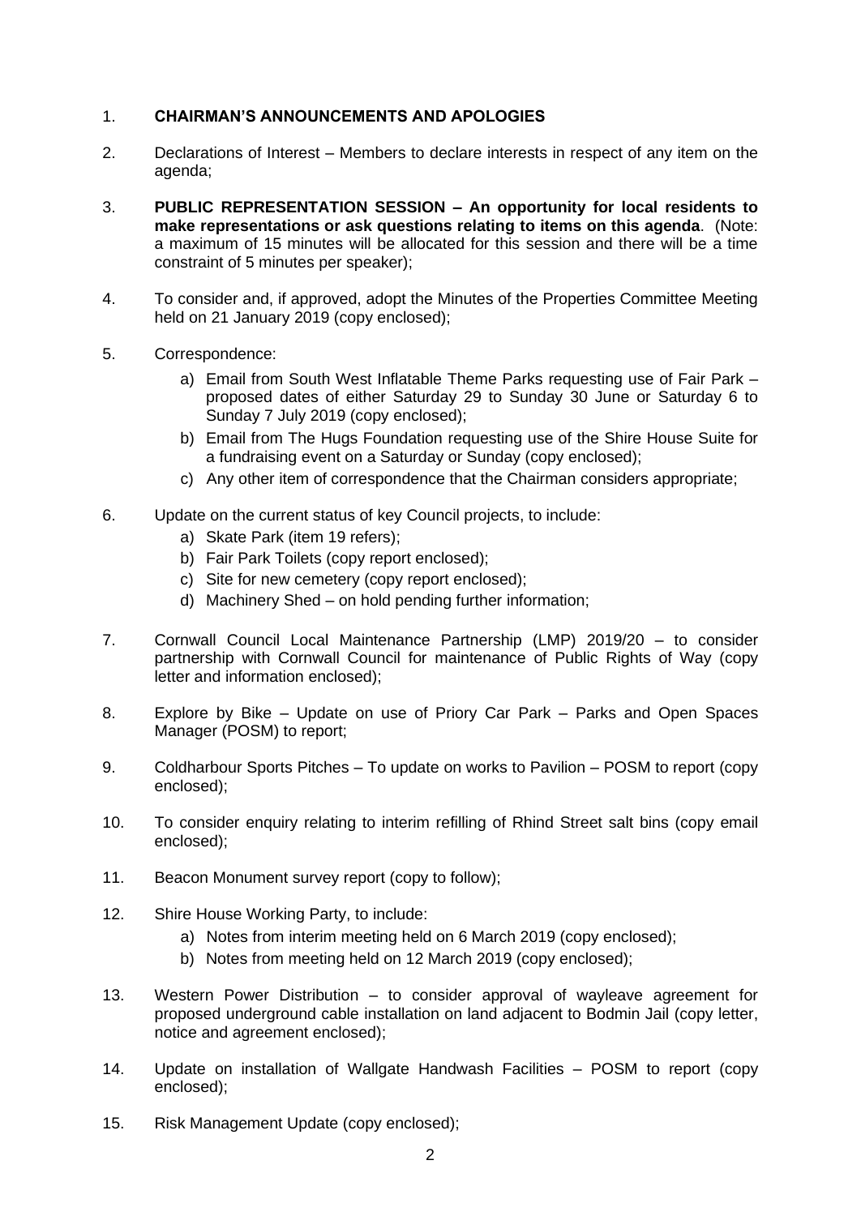1. **CHAIRMAN'S ANNOUNCEMENTS AND APOLOGIES**

2. Declarations of Interest – Members to declare interests in respect of any item on the agenda;

3. **PUBLIC REPRESENTATION SESSION – An opportunity for local residents to make representations or ask questions relating to items on this agenda**. (Note: a maximum of 15 minutes will be allocated for this session and there will be a time constraint of 5 minutes per speaker);

4. To consider and, if approved, adopt the Minutes of the Properties Committee Meeting held on 21 January 2019 (copy enclosed);

5. Correspondence:
   a) Email from South West Inflatable Theme Parks requesting use of Fair Park – proposed dates of either Saturday 29 to Sunday 30 June or Saturday 6 to Sunday 7 July 2019 (copy enclosed);
   b) Email from The Hugs Foundation requesting use of the Shire House Suite for a fundraising event on a Saturday or Sunday (copy enclosed);
   c) Any other item of correspondence that the Chairman considers appropriate;

6. Update on the current status of key Council projects, to include:
   a) Skate Park (item 19 refers);
   b) Fair Park Toilets (copy report enclosed);
   c) Site for new cemetery (copy report enclosed);
   d) Machinery Shed – on hold pending further information;

7. Cornwall Council Local Maintenance Partnership (LMP) 2019/20 – to consider partnership with Cornwall Council for maintenance of Public Rights of Way (copy letter and information enclosed);

8. Explore by Bike – Update on use of Priory Car Park – Parks and Open Spaces Manager (POSM) to report;

9. Coldharbour Sports Pitches – To update on works to Pavilion – POSM to report (copy enclosed);

10. To consider enquiry relating to interim refilling of Rhind Street salt bins (copy email enclosed);

11. Beacon Monument survey report (copy to follow);

12. Shire House Working Party, to include:
    a) Notes from interim meeting held on 6 March 2019 (copy enclosed);
    b) Notes from meeting held on 12 March 2019 (copy enclosed);

13. Western Power Distribution – to consider approval of wayleave agreement for proposed underground cable installation on land adjacent to Bodmin Jail (copy letter, notice and agreement enclosed);

14. Update on installation of Wallgate Handwash Facilities – POSM to report (copy enclosed);

15. Risk Management Update (copy enclosed);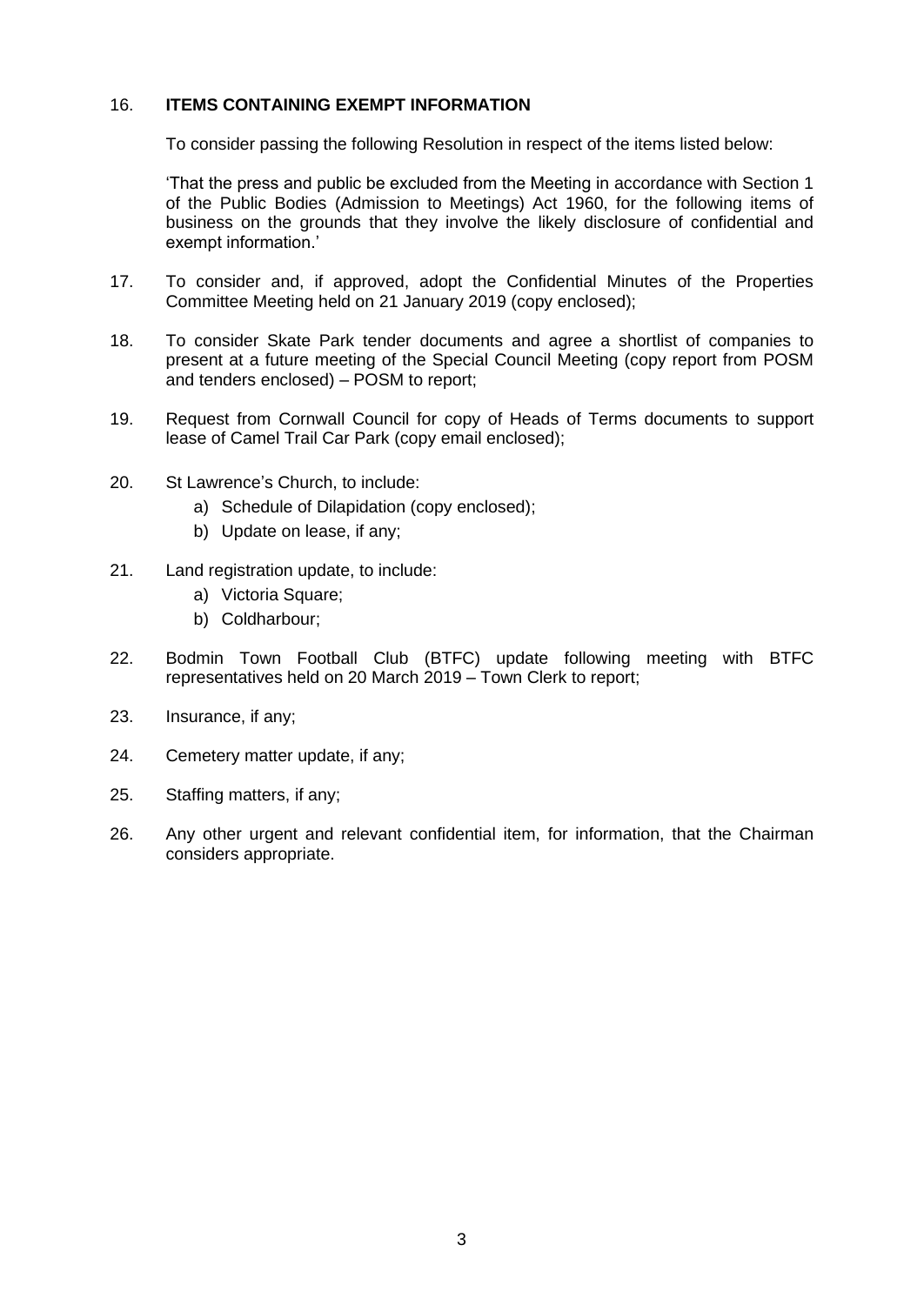16. **ITEMS CONTAINING EXEMPT INFORMATION**

    To consider passing the following Resolution in respect of the items listed below:

    'That the press and public be excluded from the Meeting in accordance with Section 1 of the Public Bodies (Admission to Meetings) Act 1960, for the following items of business on the grounds that they involve the likely disclosure of confidential and exempt information.'

17. To consider and, if approved, adopt the Confidential Minutes of the Properties Committee Meeting held on 21 January 2019 (copy enclosed);

18. To consider Skate Park tender documents and agree a shortlist of companies to present at a future meeting of the Special Council Meeting (copy report from POSM and tenders enclosed) – POSM to report;

19. Request from Cornwall Council for copy of Heads of Terms documents to support lease of Camel Trail Car Park (copy email enclosed);

20. St Lawrence's Church, to include:
    a) Schedule of Dilapidation (copy enclosed);
    b) Update on lease, if any;

21. Land registration update, to include:
    a) Victoria Square;
    b) Coldharbour;

22. Bodmin Town Football Club (BTFC) update following meeting with BTFC representatives held on 20 March 2019 – Town Clerk to report;

23. Insurance, if any;

24. Cemetery matter update, if any;

25. Staffing matters, if any;

26. Any other urgent and relevant confidential item, for information, that the Chairman considers appropriate.